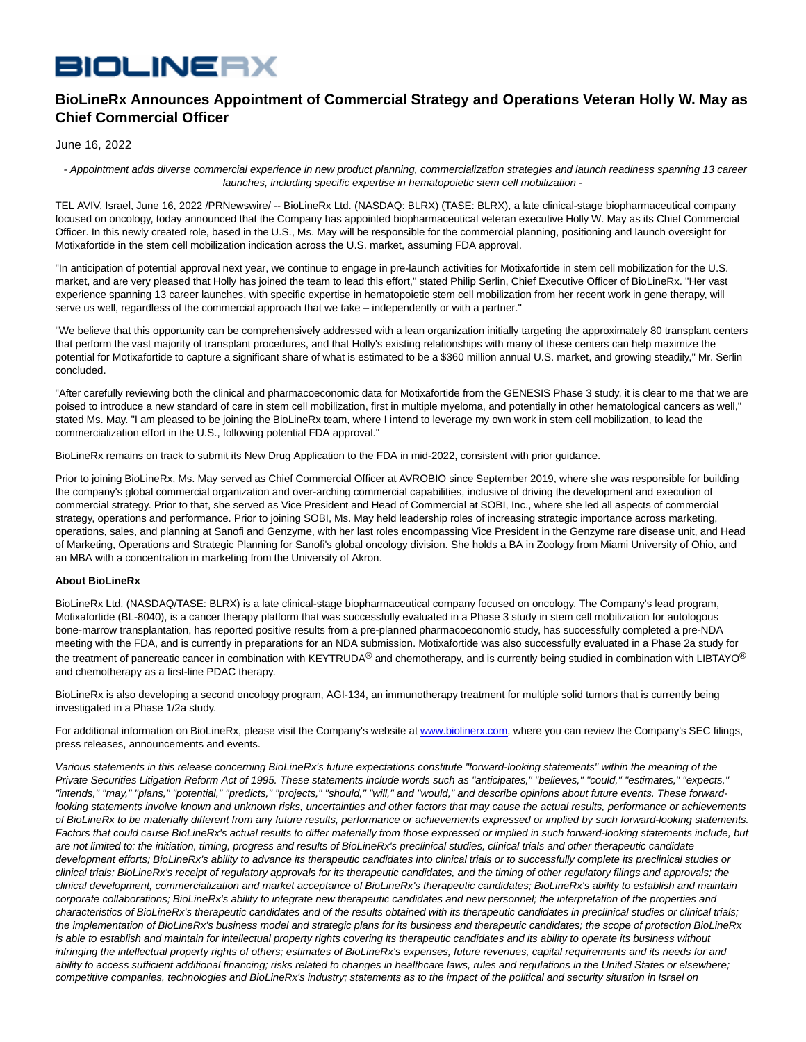# BioLineRx Announces Appointment of Commercial Strategy and Operations Veteran Holly W. May as Chief Commercial Officer

June 16, 2022

*- Appointment adds diverse commercial experience in new product planning, commercialization strategies and launch readiness spanning 13 career launches, including specific expertise in hematopoietic stem cell mobilization -*

TEL AVIV, Israel, June 16, 2022 /PRNewswire/ -- BioLineRx Ltd. (NASDAQ: BLRX) (TASE: BLRX), a late clinical-stage biopharmaceutical company focused on oncology, today announced that the Company has appointed biopharmaceutical veteran executive Holly W. May as its Chief Commercial Officer. In this newly created role, based in the U.S., Ms. May will be responsible for the commercial planning, positioning and launch oversight for Motixafortide in the stem cell mobilization indication across the U.S. market, assuming FDA approval.

"In anticipation of potential approval next year, we continue to engage in pre-launch activities for Motixafortide in stem cell mobilization for the U.S. market, and are very pleased that Holly has joined the team to lead this effort," stated Philip Serlin, Chief Executive Officer of BioLineRx. "Her vast experience spanning 13 career launches, with specific expertise in hematopoietic stem cell mobilization from her recent work in gene therapy, will serve us well, regardless of the commercial approach that we take – independently or with a partner."

"We believe that this opportunity can be comprehensively addressed with a lean organization initially targeting the approximately 80 transplant centers that perform the vast majority of transplant procedures, and that Holly's existing relationships with many of these centers can help maximize the potential for Motixafortide to capture a significant share of what is estimated to be a $360 million annual U.S. market, and growing steadily," Mr. Serlin concluded.

"After carefully reviewing both the clinical and pharmacoeconomic data for Motixafortide from the GENESIS Phase 3 study, it is clear to me that we are poised to introduce a new standard of care in stem cell mobilization, first in multiple myeloma, and potentially in other hematological cancers as well," stated Ms. May. "I am pleased to be joining the BioLineRx team, where I intend to leverage my own work in stem cell mobilization, to lead the commercialization effort in the U.S., following potential FDA approval."

BioLineRx remains on track to submit its New Drug Application to the FDA in mid-2022, consistent with prior guidance.

Prior to joining BioLineRx, Ms. May served as Chief Commercial Officer at AVROBIO since September 2019, where she was responsible for building the company's global commercial organization and over-arching commercial capabilities, inclusive of driving the development and execution of commercial strategy. Prior to that, she served as Vice President and Head of Commercial at SOBI, Inc., where she led all aspects of commercial strategy, operations and performance. Prior to joining SOBI, Ms. May held leadership roles of increasing strategic importance across marketing, operations, sales, and planning at Sanofi and Genzyme, with her last roles encompassing Vice President in the Genzyme rare disease unit, and Head of Marketing, Operations and Strategic Planning for Sanofi's global oncology division. She holds a BA in Zoology from Miami University of Ohio, and an MBA with a concentration in marketing from the University of Akron.

**About BioLineRx**

BioLineRx Ltd. (NASDAQ/TASE: BLRX) is a late clinical-stage biopharmaceutical company focused on oncology. The Company's lead program, Motixafortide (BL-8040), is a cancer therapy platform that was successfully evaluated in a Phase 3 study in stem cell mobilization for autologous bone-marrow transplantation, has reported positive results from a pre-planned pharmacoeconomic study, has successfully completed a pre-NDA meeting with the FDA, and is currently in preparations for an NDA submission. Motixafortide was also successfully evaluated in a Phase 2a study for the treatment of pancreatic cancer in combination with KEYTRUDA® and chemotherapy, and is currently being studied in combination with LIBTAYO® and chemotherapy as a first-line PDAC therapy.

BioLineRx is also developing a second oncology program, AGI-134, an immunotherapy treatment for multiple solid tumors that is currently being investigated in a Phase 1/2a study.

For additional information on BioLineRx, please visit the Company's website at www.biolinerx.com, where you can review the Company's SEC filings, press releases, announcements and events.

*Various statements in this release concerning BioLineRx's future expectations constitute "forward-looking statements" within the meaning of the Private Securities Litigation Reform Act of 1995. These statements include words such as "anticipates," "believes," "could," "estimates," "expects," "intends," "may," "plans," "potential," "predicts," "projects," "should," "will," and "would," and describe opinions about future events. These forward-looking statements involve known and unknown risks, uncertainties and other factors that may cause the actual results, performance or achievements of BioLineRx to be materially different from any future results, performance or achievements expressed or implied by such forward-looking statements. Factors that could cause BioLineRx's actual results to differ materially from those expressed or implied in such forward-looking statements include, but are not limited to: the initiation, timing, progress and results of BioLineRx's preclinical studies, clinical trials and other therapeutic candidate development efforts; BioLineRx's ability to advance its therapeutic candidates into clinical trials or to successfully complete its preclinical studies or clinical trials; BioLineRx's receipt of regulatory approvals for its therapeutic candidates, and the timing of other regulatory filings and approvals; the clinical development, commercialization and market acceptance of BioLineRx's therapeutic candidates; BioLineRx's ability to establish and maintain corporate collaborations; BioLineRx's ability to integrate new therapeutic candidates and new personnel; the interpretation of the properties and characteristics of BioLineRx's therapeutic candidates and of the results obtained with its therapeutic candidates in preclinical studies or clinical trials; the implementation of BioLineRx's business model and strategic plans for its business and therapeutic candidates; the scope of protection BioLineRx is able to establish and maintain for intellectual property rights covering its therapeutic candidates and its ability to operate its business without infringing the intellectual property rights of others; estimates of BioLineRx's expenses, future revenues, capital requirements and its needs for and ability to access sufficient additional financing; risks related to changes in healthcare laws, rules and regulations in the United States or elsewhere; competitive companies, technologies and BioLineRx's industry; statements as to the impact of the political and security situation in Israel on*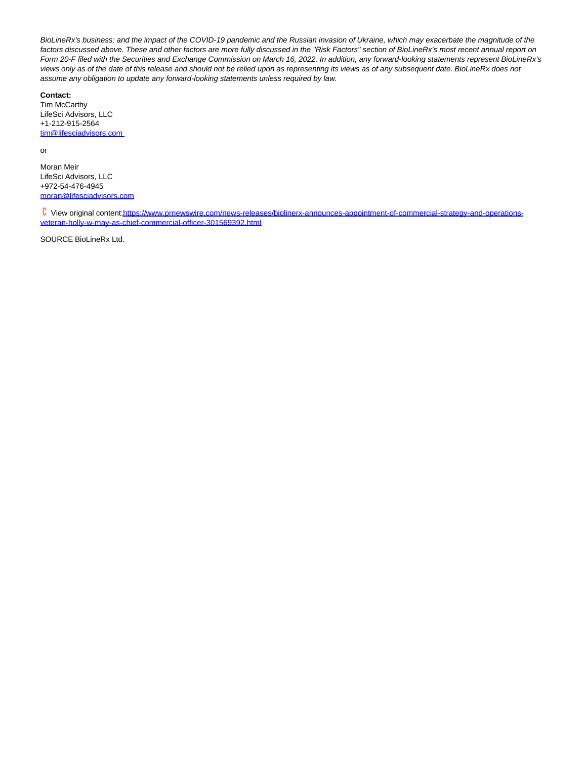*BioLineRx's business; and the impact of the COVID-19 pandemic and the Russian invasion of Ukraine, which may exacerbate the magnitude of the factors discussed above. These and other factors are more fully discussed in the "Risk Factors" section of BioLineRx's most recent annual report on Form 20-F filed with the Securities and Exchange Commission on March 16, 2022. In addition, any forward-looking statements represent BioLineRx's views only as of the date of this release and should not be relied upon as representing its views as of any subsequent date. BioLineRx does not assume any obligation to update any forward-looking statements unless required by law.*

**Contact:**
Tim McCarthy
LifeSci Advisors, LLC
+1-212-915-2564
tim@lifesciadvisors.com

or

Moran Meir
LifeSci Advisors, LLC
+972-54-476-4945
moran@lifesciadvisors.com

View original content:https://www.prnewswire.com/news-releases/biolinerx-announces-appointment-of-commercial-strategy-and-operations-veteran-holly-w-may-as-chief-commercial-officer-301569392.html

SOURCE BioLineRx Ltd.